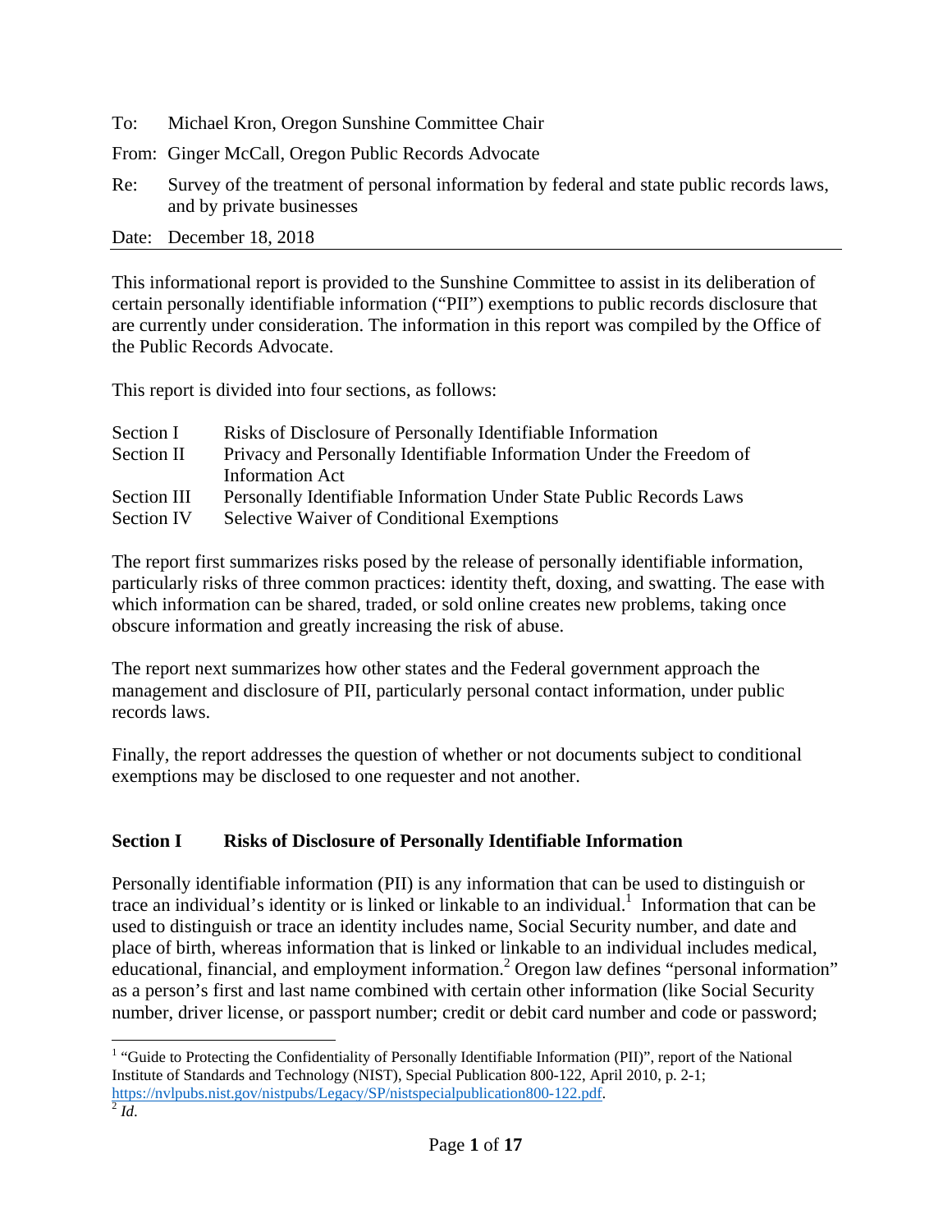To: Michael Kron, Oregon Sunshine Committee Chair

From: Ginger McCall, Oregon Public Records Advocate

Re: Survey of the treatment of personal information by federal and state public records laws, and by private businesses

Date: December 18, 2018

---

This informational report is provided to the Sunshine Committee to assist in its deliberation of certain personally identifiable information ("PII") exemptions to public records disclosure that are currently under consideration. The information in this report was compiled by the Office of the Public Records Advocate.

This report is divided into four sections, as follows:

| | |
|---|---|
| Section I | Risks of Disclosure of Personally Identifiable Information |
| Section II | Privacy and Personally Identifiable Information Under the Freedom of Information Act |
| Section III | Personally Identifiable Information Under State Public Records Laws |
| Section IV | Selective Waiver of Conditional Exemptions |

The report first summarizes risks posed by the release of personally identifiable information, particularly risks of three common practices: identity theft, doxing, and swatting. The ease with which information can be shared, traded, or sold online creates new problems, taking once obscure information and greatly increasing the risk of abuse.

The report next summarizes how other states and the Federal government approach the management and disclosure of PII, particularly personal contact information, under public records laws.

Finally, the report addresses the question of whether or not documents subject to conditional exemptions may be disclosed to one requester and not another.

## Section I Risks of Disclosure of Personally Identifiable Information

Personally identifiable information (PII) is any information that can be used to distinguish or trace an individual's identity or is linked or linkable to an individual.[1] Information that can be used to distinguish or trace an identity includes name, Social Security number, and date and place of birth, whereas information that is linked or linkable to an individual includes medical, educational, financial, and employment information.[2] Oregon law defines "personal information" as a person's first and last name combined with certain other information (like Social Security number, driver license, or passport number; credit or debit card number and code or password;

---

[1] "Guide to Protecting the Confidentiality of Personally Identifiable Information (PII)", report of the National Institute of Standards and Technology (NIST), Special Publication 800-122, April 2010, p. 2-1; https://nvlpubs.nist.gov/nistpubs/Legacy/SP/nistspecialpublication800-122.pdf.

[2] *Id*.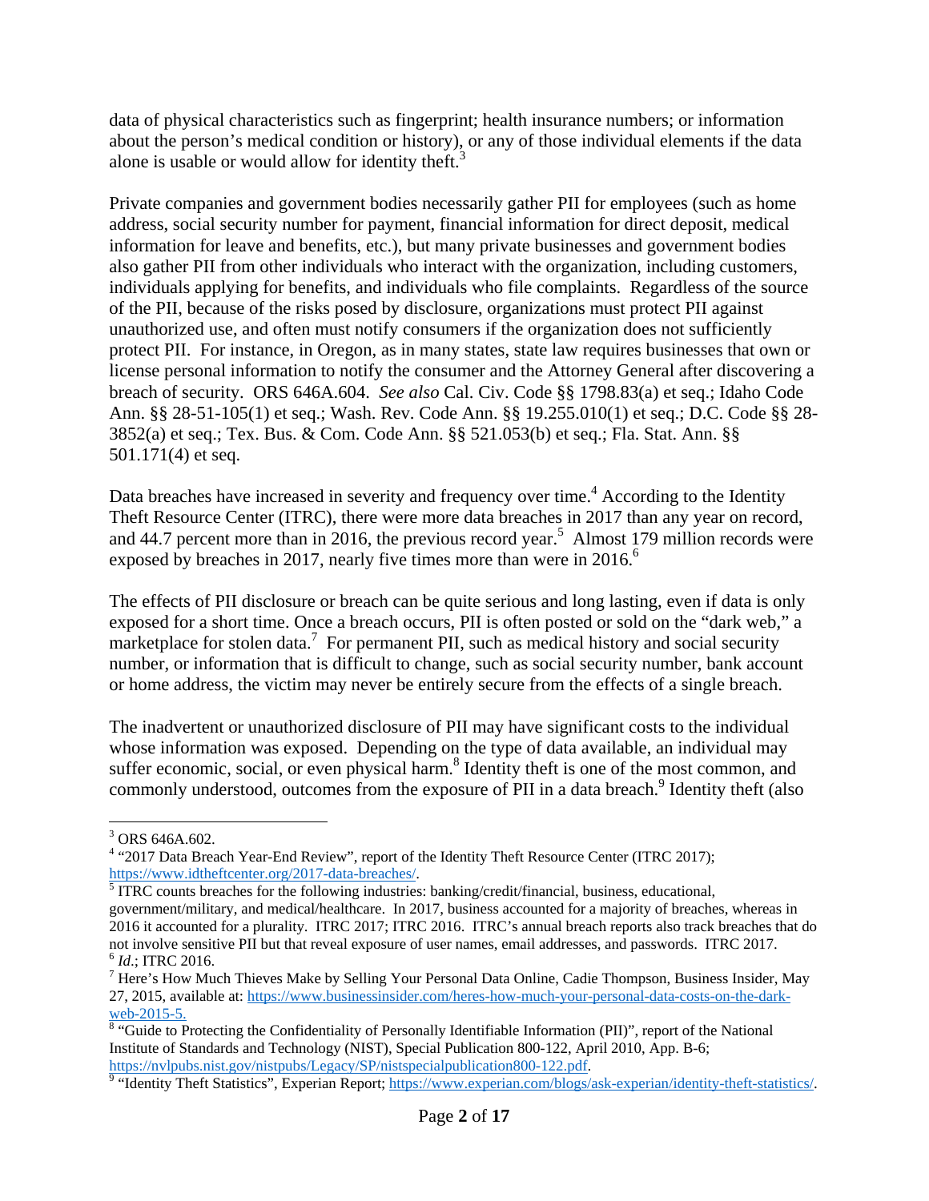data of physical characteristics such as fingerprint; health insurance numbers; or information about the person's medical condition or history), or any of those individual elements if the data alone is usable or would allow for identity theft.[3]

Private companies and government bodies necessarily gather PII for employees (such as home address, social security number for payment, financial information for direct deposit, medical information for leave and benefits, etc.), but many private businesses and government bodies also gather PII from other individuals who interact with the organization, including customers, individuals applying for benefits, and individuals who file complaints. Regardless of the source of the PII, because of the risks posed by disclosure, organizations must protect PII against unauthorized use, and often must notify consumers if the organization does not sufficiently protect PII. For instance, in Oregon, as in many states, state law requires businesses that own or license personal information to notify the consumer and the Attorney General after discovering a breach of security. ORS 646A.604. *See also* Cal. Civ. Code §§ 1798.83(a) et seq.; Idaho Code Ann. §§ 28-51-105(1) et seq.; Wash. Rev. Code Ann. §§ 19.255.010(1) et seq.; D.C. Code §§ 28-3852(a) et seq.; Tex. Bus. & Com. Code Ann. §§ 521.053(b) et seq.; Fla. Stat. Ann. §§ 501.171(4) et seq.

Data breaches have increased in severity and frequency over time.[4] According to the Identity Theft Resource Center (ITRC), there were more data breaches in 2017 than any year on record, and 44.7 percent more than in 2016, the previous record year.[5] Almost 179 million records were exposed by breaches in 2017, nearly five times more than were in 2016.[6]

The effects of PII disclosure or breach can be quite serious and long lasting, even if data is only exposed for a short time. Once a breach occurs, PII is often posted or sold on the "dark web," a marketplace for stolen data.[7] For permanent PII, such as medical history and social security number, or information that is difficult to change, such as social security number, bank account or home address, the victim may never be entirely secure from the effects of a single breach.

The inadvertent or unauthorized disclosure of PII may have significant costs to the individual whose information was exposed. Depending on the type of data available, an individual may suffer economic, social, or even physical harm.[8] Identity theft is one of the most common, and commonly understood, outcomes from the exposure of PII in a data breach.[9] Identity theft (also

---

[3] ORS 646A.602.

[4] "2017 Data Breach Year-End Review", report of the Identity Theft Resource Center (ITRC 2017); https://www.idtheftcenter.org/2017-data-breaches/.

[5] ITRC counts breaches for the following industries: banking/credit/financial, business, educational, government/military, and medical/healthcare. In 2017, business accounted for a majority of breaches, whereas in 2016 it accounted for a plurality. ITRC 2017; ITRC 2016. ITRC's annual breach reports also track breaches that do not involve sensitive PII but that reveal exposure of user names, email addresses, and passwords. ITRC 2017.

[6] *Id*.; ITRC 2016.

[7] Here's How Much Thieves Make by Selling Your Personal Data Online, Cadie Thompson, Business Insider, May 27, 2015, available at: https://www.businessinsider.com/heres-how-much-your-personal-data-costs-on-the-dark-web-2015-5.

[8] "Guide to Protecting the Confidentiality of Personally Identifiable Information (PII)", report of the National Institute of Standards and Technology (NIST), Special Publication 800-122, April 2010, App. B-6; https://nvlpubs.nist.gov/nistpubs/Legacy/SP/nistspecialpublication800-122.pdf.

[9] "Identity Theft Statistics", Experian Report; https://www.experian.com/blogs/ask-experian/identity-theft-statistics/.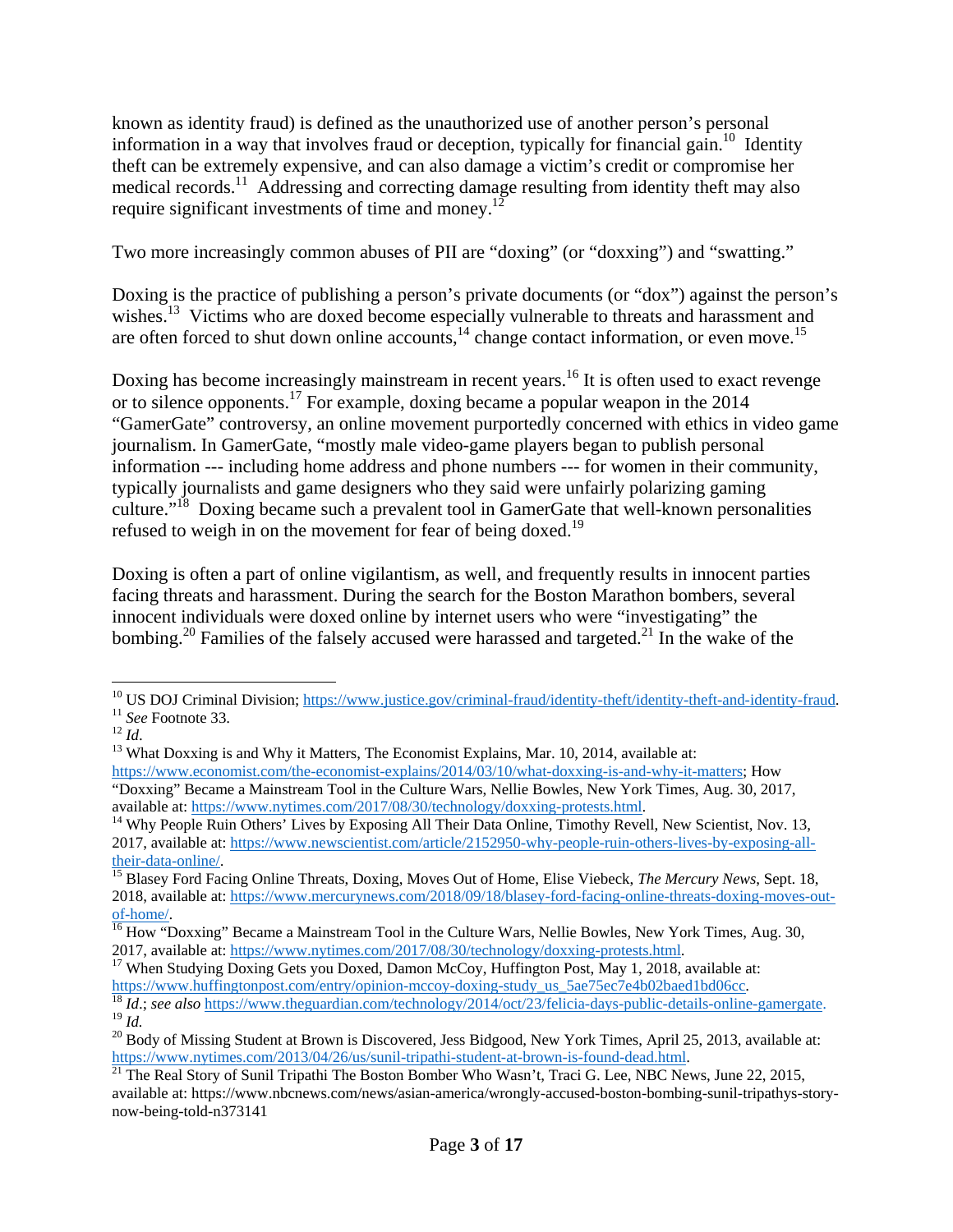known as identity fraud) is defined as the unauthorized use of another person's personal information in a way that involves fraud or deception, typically for financial gain.[10] Identity theft can be extremely expensive, and can also damage a victim's credit or compromise her medical records.[11] Addressing and correcting damage resulting from identity theft may also require significant investments of time and money.[12]

Two more increasingly common abuses of PII are "doxing" (or "doxxing") and "swatting."

Doxing is the practice of publishing a person's private documents (or "dox") against the person's wishes.[13] Victims who are doxed become especially vulnerable to threats and harassment and are often forced to shut down online accounts,[14] change contact information, or even move.[15]

Doxing has become increasingly mainstream in recent years.[16] It is often used to exact revenge or to silence opponents.[17] For example, doxing became a popular weapon in the 2014 "GamerGate" controversy, an online movement purportedly concerned with ethics in video game journalism. In GamerGate, "mostly male video-game players began to publish personal information --- including home address and phone numbers --- for women in their community, typically journalists and game designers who they said were unfairly polarizing gaming culture."[18] Doxing became such a prevalent tool in GamerGate that well-known personalities refused to weigh in on the movement for fear of being doxed.[19]

Doxing is often a part of online vigilantism, as well, and frequently results in innocent parties facing threats and harassment. During the search for the Boston Marathon bombers, several innocent individuals were doxed online by internet users who were "investigating" the bombing.[20] Families of the falsely accused were harassed and targeted.[21] In the wake of the

---

[10] US DOJ Criminal Division; https://www.justice.gov/criminal-fraud/identity-theft/identity-theft-and-identity-fraud.

[11] *See* Footnote 33.

[12] *Id*.

[13] What Doxxing is and Why it Matters, The Economist Explains, Mar. 10, 2014, available at: https://www.economist.com/the-economist-explains/2014/03/10/what-doxxing-is-and-why-it-matters; How "Doxxing" Became a Mainstream Tool in the Culture Wars, Nellie Bowles, New York Times, Aug. 30, 2017, available at: https://www.nytimes.com/2017/08/30/technology/doxxing-protests.html.

[14] Why People Ruin Others' Lives by Exposing All Their Data Online, Timothy Revell, New Scientist, Nov. 13, 2017, available at: https://www.newscientist.com/article/2152950-why-people-ruin-others-lives-by-exposing-all-their-data-online/.

[15] Blasey Ford Facing Online Threats, Doxing, Moves Out of Home, Elise Viebeck, *The Mercury News*, Sept. 18, 2018, available at: https://www.mercurynews.com/2018/09/18/blasey-ford-facing-online-threats-doxing-moves-out-of-home/.

[16] How "Doxxing" Became a Mainstream Tool in the Culture Wars, Nellie Bowles, New York Times, Aug. 30, 2017, available at: https://www.nytimes.com/2017/08/30/technology/doxxing-protests.html.

[17] When Studying Doxing Gets you Doxed, Damon McCoy, Huffington Post, May 1, 2018, available at: https://www.huffingtonpost.com/entry/opinion-mccoy-doxing-study_us_5ae75ec7e4b02baed1bd06cc.

[18] *Id*.; *see also* https://www.theguardian.com/technology/2014/oct/23/felicia-days-public-details-online-gamergate.

[19] *Id.*

[20] Body of Missing Student at Brown is Discovered, Jess Bidgood, New York Times, April 25, 2013, available at: https://www.nytimes.com/2013/04/26/us/sunil-tripathi-student-at-brown-is-found-dead.html.

[21] The Real Story of Sunil Tripathi The Boston Bomber Who Wasn't, Traci G. Lee, NBC News, June 22, 2015, available at: https://www.nbcnews.com/news/asian-america/wrongly-accused-boston-bombing-sunil-tripathys-story-now-being-told-n373141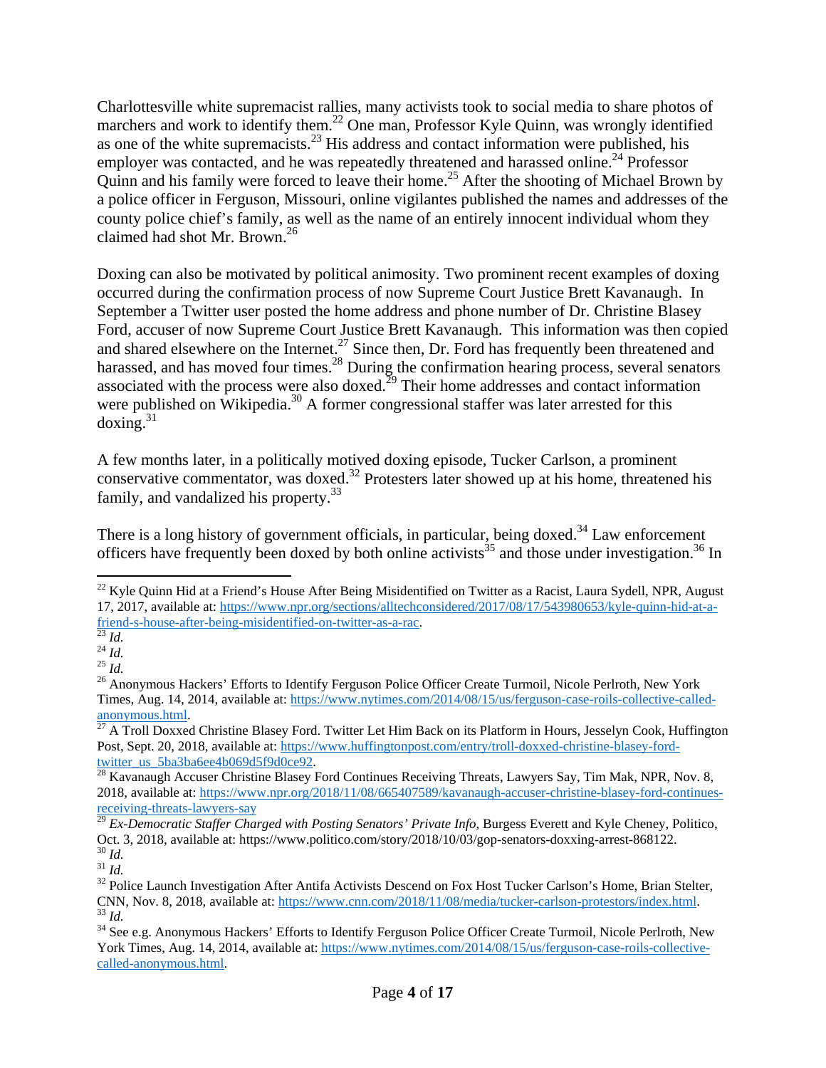Charlottesville white supremacist rallies, many activists took to social media to share photos of marchers and work to identify them.[22] One man, Professor Kyle Quinn, was wrongly identified as one of the white supremacists.[23] His address and contact information were published, his employer was contacted, and he was repeatedly threatened and harassed online.[24] Professor Quinn and his family were forced to leave their home.[25] After the shooting of Michael Brown by a police officer in Ferguson, Missouri, online vigilantes published the names and addresses of the county police chief's family, as well as the name of an entirely innocent individual whom they claimed had shot Mr. Brown.[26]

Doxing can also be motivated by political animosity. Two prominent recent examples of doxing occurred during the confirmation process of now Supreme Court Justice Brett Kavanaugh. In September a Twitter user posted the home address and phone number of Dr. Christine Blasey Ford, accuser of now Supreme Court Justice Brett Kavanaugh. This information was then copied and shared elsewhere on the Internet.[27] Since then, Dr. Ford has frequently been threatened and harassed, and has moved four times.[28] During the confirmation hearing process, several senators associated with the process were also doxed.[29] Their home addresses and contact information were published on Wikipedia.[30] A former congressional staffer was later arrested for this doxing.[31]

A few months later, in a politically motived doxing episode, Tucker Carlson, a prominent conservative commentator, was doxed.[32] Protesters later showed up at his home, threatened his family, and vandalized his property.[33]

There is a long history of government officials, in particular, being doxed.[34] Law enforcement officers have frequently been doxed by both online activists[35] and those under investigation.[36] In

---

[22] Kyle Quinn Hid at a Friend's House After Being Misidentified on Twitter as a Racist, Laura Sydell, NPR, August 17, 2017, available at: https://www.npr.org/sections/alltechconsidered/2017/08/17/543980653/kyle-quinn-hid-at-a-friend-s-house-after-being-misidentified-on-twitter-as-a-rac.

[23] *Id.*

[24] *Id.*

[25] *Id.*

[26] Anonymous Hackers' Efforts to Identify Ferguson Police Officer Create Turmoil, Nicole Perlroth, New York Times, Aug. 14, 2014, available at: https://www.nytimes.com/2014/08/15/us/ferguson-case-roils-collective-called-anonymous.html.

[27] A Troll Doxxed Christine Blasey Ford. Twitter Let Him Back on its Platform in Hours, Jesselyn Cook, Huffington Post, Sept. 20, 2018, available at: https://www.huffingtonpost.com/entry/troll-doxxed-christine-blasey-ford-twitter_us_5ba3ba6ee4b069d5f9d0ce92.

[28] Kavanaugh Accuser Christine Blasey Ford Continues Receiving Threats, Lawyers Say, Tim Mak, NPR, Nov. 8, 2018, available at: https://www.npr.org/2018/11/08/665407589/kavanaugh-accuser-christine-blasey-ford-continues-receiving-threats-lawyers-say

[29] *Ex-Democratic Staffer Charged with Posting Senators' Private Info*, Burgess Everett and Kyle Cheney, Politico, Oct. 3, 2018, available at: https://www.politico.com/story/2018/10/03/gop-senators-doxxing-arrest-868122.

[30] *Id.*

[31] *Id.*

[32] Police Launch Investigation After Antifa Activists Descend on Fox Host Tucker Carlson's Home, Brian Stelter, CNN, Nov. 8, 2018, available at: https://www.cnn.com/2018/11/08/media/tucker-carlson-protestors/index.html.

[33] *Id.*

[34] See e.g. Anonymous Hackers' Efforts to Identify Ferguson Police Officer Create Turmoil, Nicole Perlroth, New York Times, Aug. 14, 2014, available at: https://www.nytimes.com/2014/08/15/us/ferguson-case-roils-collective-called-anonymous.html.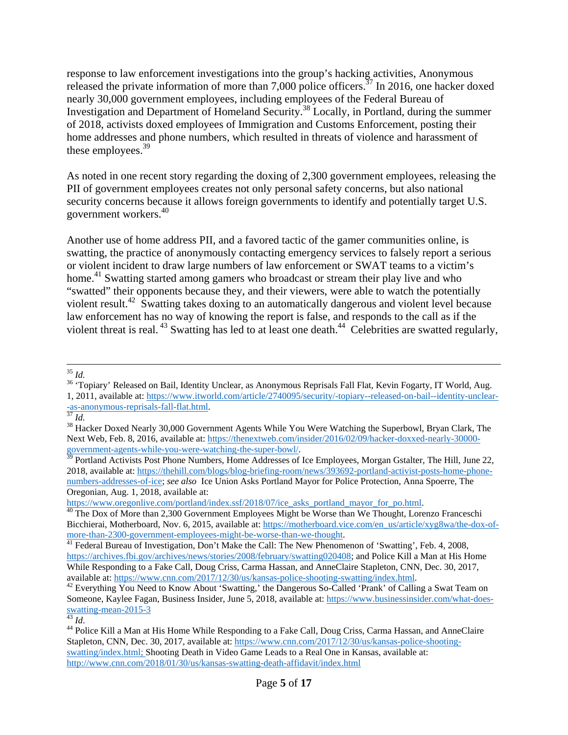response to law enforcement investigations into the group's hacking activities, Anonymous released the private information of more than 7,000 police officers.[37] In 2016, one hacker doxed nearly 30,000 government employees, including employees of the Federal Bureau of Investigation and Department of Homeland Security.[38] Locally, in Portland, during the summer of 2018, activists doxed employees of Immigration and Customs Enforcement, posting their home addresses and phone numbers, which resulted in threats of violence and harassment of these employees.[39]

As noted in one recent story regarding the doxing of 2,300 government employees, releasing the PII of government employees creates not only personal safety concerns, but also national security concerns because it allows foreign governments to identify and potentially target U.S. government workers.[40]

Another use of home address PII, and a favored tactic of the gamer communities online, is swatting, the practice of anonymously contacting emergency services to falsely report a serious or violent incident to draw large numbers of law enforcement or SWAT teams to a victim's home.[41] Swatting started among gamers who broadcast or stream their play live and who "swatted" their opponents because they, and their viewers, were able to watch the potentially violent result.[42] Swatting takes doxing to an automatically dangerous and violent level because law enforcement has no way of knowing the report is false, and responds to the call as if the violent threat is real.[43] Swatting has led to at least one death.[44] Celebrities are swatted regularly,

---

[35] *Id.*

[36] 'Topiary' Released on Bail, Identity Unclear, as Anonymous Reprisals Fall Flat, Kevin Fogarty, IT World, Aug. 1, 2011, available at: https://www.itworld.com/article/2740095/security/-topiary--released-on-bail--identity-unclear--as-anonymous-reprisals-fall-flat.html.

[37] *Id.*

[38] Hacker Doxed Nearly 30,000 Government Agents While You Were Watching the Superbowl, Bryan Clark, The Next Web, Feb. 8, 2016, available at: https://thenextweb.com/insider/2016/02/09/hacker-doxxed-nearly-30000-government-agents-while-you-were-watching-the-super-bowl/.

[39] Portland Activists Post Phone Numbers, Home Addresses of Ice Employees, Morgan Gstalter, The Hill, June 22, 2018, available at: https://thehill.com/blogs/blog-briefing-room/news/393692-portland-activist-posts-home-phone-numbers-addresses-of-ice; *see also* Ice Union Asks Portland Mayor for Police Protection, Anna Spoerre, The Oregonian, Aug. 1, 2018, available at: https://www.oregonlive.com/portland/index.ssf/2018/07/ice_asks_portland_mayor_for_po.html.

[40] The Dox of More than 2,300 Government Employees Might be Worse than We Thought, Lorenzo Franceschi Bicchierai, Motherboard, Nov. 6, 2015, available at: https://motherboard.vice.com/en_us/article/xyg8wa/the-dox-of-more-than-2300-government-employees-might-be-worse-than-we-thought.

[41] Federal Bureau of Investigation, Don't Make the Call: The New Phenomenon of 'Swatting', Feb. 4, 2008, https://archives.fbi.gov/archives/news/stories/2008/february/swatting020408; and Police Kill a Man at His Home While Responding to a Fake Call, Doug Criss, Carma Hassan, and AnneClaire Stapleton, CNN, Dec. 30, 2017, available at: https://www.cnn.com/2017/12/30/us/kansas-police-shooting-swatting/index.html.

[42] Everything You Need to Know About 'Swatting,' the Dangerous So-Called 'Prank' of Calling a Swat Team on Someone, Kaylee Fagan, Business Insider, June 5, 2018, available at: https://www.businessinsider.com/what-does-swatting-mean-2015-3

[43] *Id*.

[44] Police Kill a Man at His Home While Responding to a Fake Call, Doug Criss, Carma Hassan, and AnneClaire Stapleton, CNN, Dec. 30, 2017, available at: https://www.cnn.com/2017/12/30/us/kansas-police-shooting-swatting/index.html; Shooting Death in Video Game Leads to a Real One in Kansas, available at: http://www.cnn.com/2018/01/30/us/kansas-swatting-death-affidavit/index.html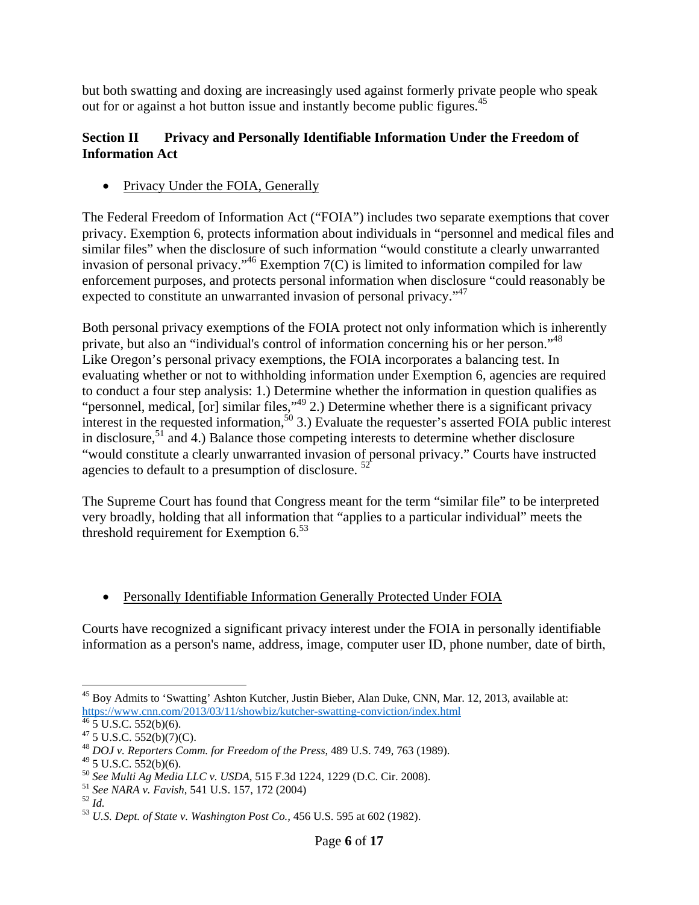but both swatting and doxing are increasingly used against formerly private people who speak out for or against a hot button issue and instantly become public figures.[45]

## Section II Privacy and Personally Identifiable Information Under the Freedom of Information Act

- Privacy Under the FOIA, Generally

The Federal Freedom of Information Act ("FOIA") includes two separate exemptions that cover privacy. Exemption 6, protects information about individuals in "personnel and medical files and similar files" when the disclosure of such information "would constitute a clearly unwarranted invasion of personal privacy."[46] Exemption 7(C) is limited to information compiled for law enforcement purposes, and protects personal information when disclosure "could reasonably be expected to constitute an unwarranted invasion of personal privacy."[47]

Both personal privacy exemptions of the FOIA protect not only information which is inherently private, but also an "individual's control of information concerning his or her person."[48] Like Oregon's personal privacy exemptions, the FOIA incorporates a balancing test. In evaluating whether or not to withholding information under Exemption 6, agencies are required to conduct a four step analysis: 1.) Determine whether the information in question qualifies as "personnel, medical, [or] similar files,"[49] 2.) Determine whether there is a significant privacy interest in the requested information,[50] 3.) Evaluate the requester's asserted FOIA public interest in disclosure,[51] and 4.) Balance those competing interests to determine whether disclosure "would constitute a clearly unwarranted invasion of personal privacy." Courts have instructed agencies to default to a presumption of disclosure. [52]

The Supreme Court has found that Congress meant for the term "similar file" to be interpreted very broadly, holding that all information that "applies to a particular individual" meets the threshold requirement for Exemption 6.[53]

- Personally Identifiable Information Generally Protected Under FOIA

Courts have recognized a significant privacy interest under the FOIA in personally identifiable information as a person's name, address, image, computer user ID, phone number, date of birth,

---

[45] Boy Admits to 'Swatting' Ashton Kutcher, Justin Bieber, Alan Duke, CNN, Mar. 12, 2013, available at: https://www.cnn.com/2013/03/11/showbiz/kutcher-swatting-conviction/index.html

[46] 5 U.S.C. 552(b)(6).

[47] 5 U.S.C. 552(b)(7)(C).

[48] *DOJ v. Reporters Comm. for Freedom of the Press*, 489 U.S. 749, 763 (1989).

[49] 5 U.S.C. 552(b)(6).

[50] *See Multi Ag Media LLC v. USDA*, 515 F.3d 1224, 1229 (D.C. Cir. 2008).

[51] *See NARA v. Favish*, 541 U.S. 157, 172 (2004)

[52] *Id.*

[53] *U.S. Dept. of State v. Washington Post Co.*, 456 U.S. 595 at 602 (1982).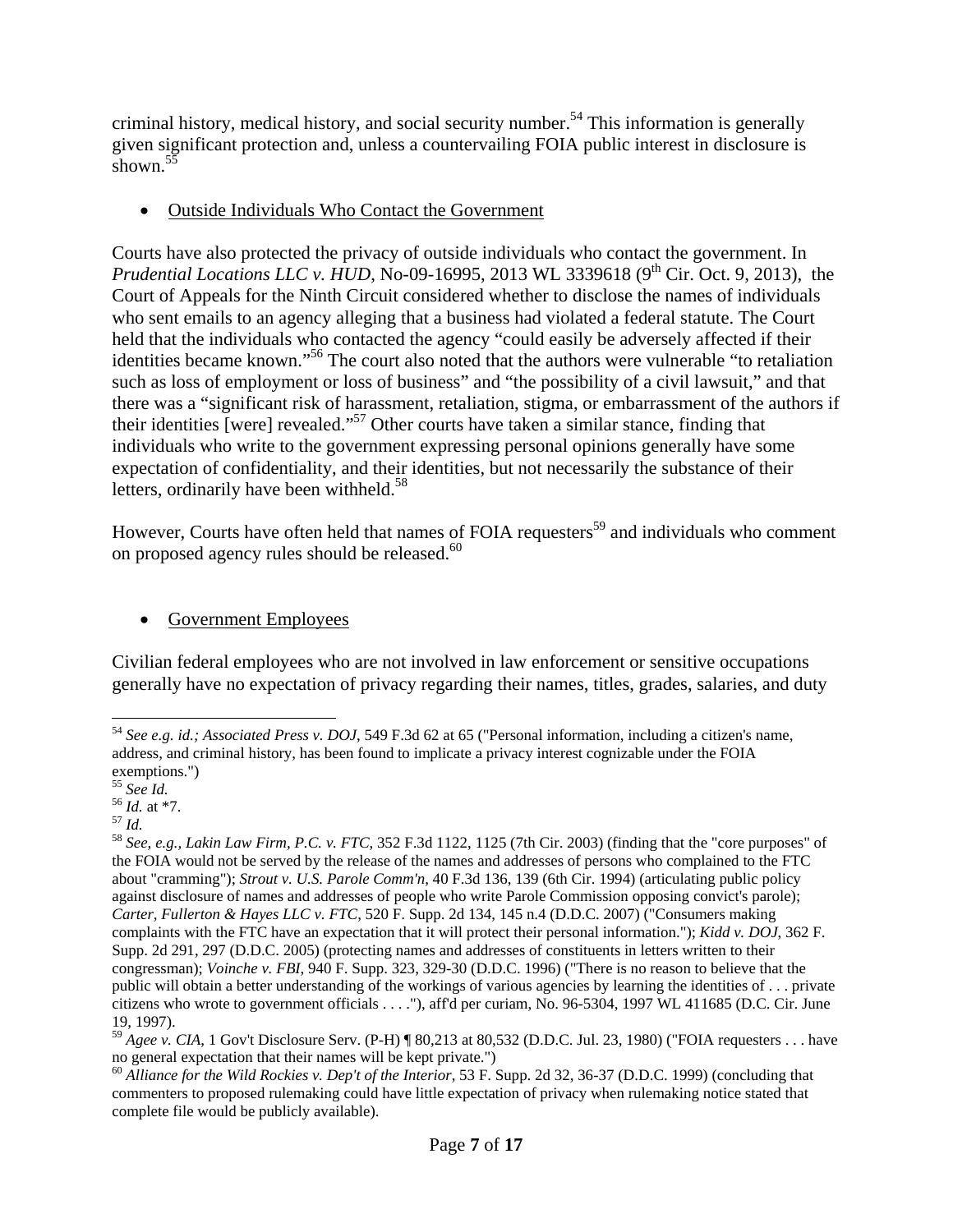criminal history, medical history, and social security number.[54] This information is generally given significant protection and, unless a countervailing FOIA public interest in disclosure is shown.[55]

- Outside Individuals Who Contact the Government

Courts have also protected the privacy of outside individuals who contact the government. In *Prudential Locations LLC v. HUD*, No-09-16995, 2013 WL 3339618 (9th Cir. Oct. 9, 2013), the Court of Appeals for the Ninth Circuit considered whether to disclose the names of individuals who sent emails to an agency alleging that a business had violated a federal statute. The Court held that the individuals who contacted the agency "could easily be adversely affected if their identities became known."[56] The court also noted that the authors were vulnerable "to retaliation such as loss of employment or loss of business" and "the possibility of a civil lawsuit," and that there was a "significant risk of harassment, retaliation, stigma, or embarrassment of the authors if their identities [were] revealed."[57] Other courts have taken a similar stance, finding that individuals who write to the government expressing personal opinions generally have some expectation of confidentiality, and their identities, but not necessarily the substance of their letters, ordinarily have been withheld.[58]

However, Courts have often held that names of FOIA requesters[59] and individuals who comment on proposed agency rules should be released.[60]

- Government Employees

Civilian federal employees who are not involved in law enforcement or sensitive occupations generally have no expectation of privacy regarding their names, titles, grades, salaries, and duty

---

[54] *See e.g. id.; Associated Press v. DOJ*, 549 F.3d 62 at 65 ("Personal information, including a citizen's name, address, and criminal history, has been found to implicate a privacy interest cognizable under the FOIA exemptions.")

[55] *See Id.*

[56] *Id.* at *7.

[57] *Id.*

[58] *See, e.g., Lakin Law Firm, P.C. v. FTC*, 352 F.3d 1122, 1125 (7th Cir. 2003) (finding that the "core purposes" of the FOIA would not be served by the release of the names and addresses of persons who complained to the FTC about "cramming"); *Strout v. U.S. Parole Comm'n*, 40 F.3d 136, 139 (6th Cir. 1994) (articulating public policy against disclosure of names and addresses of people who write Parole Commission opposing convict's parole); *Carter, Fullerton & Hayes LLC v. FTC*, 520 F. Supp. 2d 134, 145 n.4 (D.D.C. 2007) ("Consumers making complaints with the FTC have an expectation that it will protect their personal information."); *Kidd v. DOJ*, 362 F. Supp. 2d 291, 297 (D.D.C. 2005) (protecting names and addresses of constituents in letters written to their congressman); *Voinche v. FBI*, 940 F. Supp. 323, 329-30 (D.D.C. 1996) ("There is no reason to believe that the public will obtain a better understanding of the workings of various agencies by learning the identities of . . . private citizens who wrote to government officials . . . ."), aff'd per curiam, No. 96-5304, 1997 WL 411685 (D.C. Cir. June 19, 1997).

[59] *Agee v. CIA*, 1 Gov't Disclosure Serv. (P-H) ¶ 80,213 at 80,532 (D.D.C. Jul. 23, 1980) ("FOIA requesters . . . have no general expectation that their names will be kept private.")

[60] *Alliance for the Wild Rockies v. Dep't of the Interior*, 53 F. Supp. 2d 32, 36-37 (D.D.C. 1999) (concluding that commenters to proposed rulemaking could have little expectation of privacy when rulemaking notice stated that complete file would be publicly available).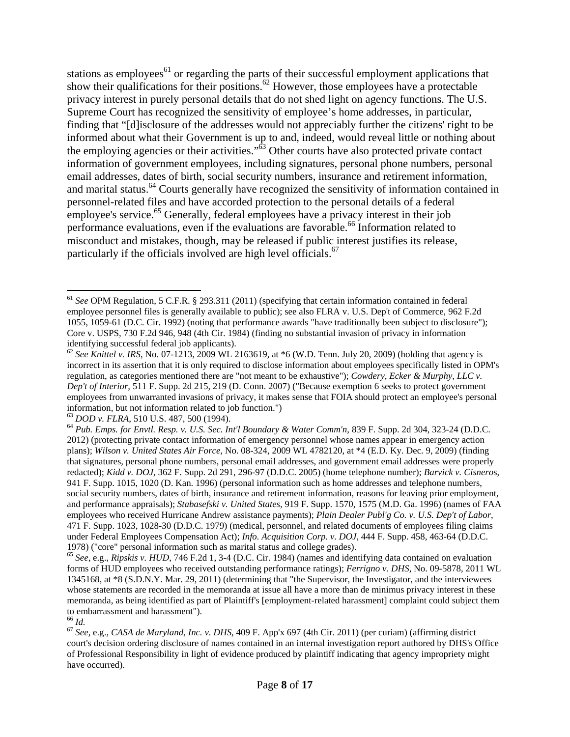stations as employees[61] or regarding the parts of their successful employment applications that show their qualifications for their positions.[62] However, those employees have a protectable privacy interest in purely personal details that do not shed light on agency functions. The U.S. Supreme Court has recognized the sensitivity of employee's home addresses, in particular, finding that "[d]isclosure of the addresses would not appreciably further the citizens' right to be informed about what their Government is up to and, indeed, would reveal little or nothing about the employing agencies or their activities."[63] Other courts have also protected private contact information of government employees, including signatures, personal phone numbers, personal email addresses, dates of birth, social security numbers, insurance and retirement information, and marital status.[64] Courts generally have recognized the sensitivity of information contained in personnel-related files and have accorded protection to the personal details of a federal employee's service.[65] Generally, federal employees have a privacy interest in their job performance evaluations, even if the evaluations are favorable.[66] Information related to misconduct and mistakes, though, may be released if public interest justifies its release, particularly if the officials involved are high level officials.[67]

---

[61] *See* OPM Regulation, 5 C.F.R. § 293.311 (2011) (specifying that certain information contained in federal employee personnel files is generally available to public); see also FLRA v. U.S. Dep't of Commerce, 962 F.2d 1055, 1059-61 (D.C. Cir. 1992) (noting that performance awards "have traditionally been subject to disclosure"); Core v. USPS, 730 F.2d 946, 948 (4th Cir. 1984) (finding no substantial invasion of privacy in information identifying successful federal job applicants).

[62] *See Knittel v. IRS*, No. 07-1213, 2009 WL 2163619, at *6 (W.D. Tenn. July 20, 2009) (holding that agency is incorrect in its assertion that it is only required to disclose information about employees specifically listed in OPM's regulation, as categories mentioned there are "not meant to be exhaustive"); *Cowdery, Ecker & Murphy, LLC v. Dep't of Interior*, 511 F. Supp. 2d 215, 219 (D. Conn. 2007) ("Because exemption 6 seeks to protect government employees from unwarranted invasions of privacy, it makes sense that FOIA should protect an employee's personal information, but not information related to job function.")

[63] *DOD v. FLRA*, 510 U.S. 487, 500 (1994).

[64] *Pub. Emps. for Envtl. Resp. v. U.S. Sec. Int'l Boundary & Water Comm'n*, 839 F. Supp. 2d 304, 323-24 (D.D.C. 2012) (protecting private contact information of emergency personnel whose names appear in emergency action plans); *Wilson v. United States Air Force*, No. 08-324, 2009 WL 4782120, at *4 (E.D. Ky. Dec. 9, 2009) (finding that signatures, personal phone numbers, personal email addresses, and government email addresses were properly redacted); *Kidd v. DOJ*, 362 F. Supp. 2d 291, 296-97 (D.D.C. 2005) (home telephone number); *Barvick v. Cisneros*, 941 F. Supp. 1015, 1020 (D. Kan. 1996) (personal information such as home addresses and telephone numbers, social security numbers, dates of birth, insurance and retirement information, reasons for leaving prior employment, and performance appraisals); *Stabasefski v. United States*, 919 F. Supp. 1570, 1575 (M.D. Ga. 1996) (names of FAA employees who received Hurricane Andrew assistance payments); *Plain Dealer Publ'g Co. v. U.S. Dep't of Labor*, 471 F. Supp. 1023, 1028-30 (D.D.C. 1979) (medical, personnel, and related documents of employees filing claims under Federal Employees Compensation Act); *Info. Acquisition Corp. v. DOJ*, 444 F. Supp. 458, 463-64 (D.D.C. 1978) ("core" personal information such as marital status and college grades).

[65] *See*, e.g., *Ripskis v. HUD*, 746 F.2d 1, 3-4 (D.C. Cir. 1984) (names and identifying data contained on evaluation forms of HUD employees who received outstanding performance ratings); *Ferrigno v. DHS*, No. 09-5878, 2011 WL 1345168, at *8 (S.D.N.Y. Mar. 29, 2011) (determining that "the Supervisor, the Investigator, and the interviewees whose statements are recorded in the memoranda at issue all have a more than de minimus privacy interest in these memoranda, as being identified as part of Plaintiff's [employment-related harassment] complaint could subject them to embarrassment and harassment").

[66] *Id.*

[67] *See*, e.g., *CASA de Maryland, Inc. v. DHS*, 409 F. App'x 697 (4th Cir. 2011) (per curiam) (affirming district court's decision ordering disclosure of names contained in an internal investigation report authored by DHS's Office of Professional Responsibility in light of evidence produced by plaintiff indicating that agency impropriety might have occurred).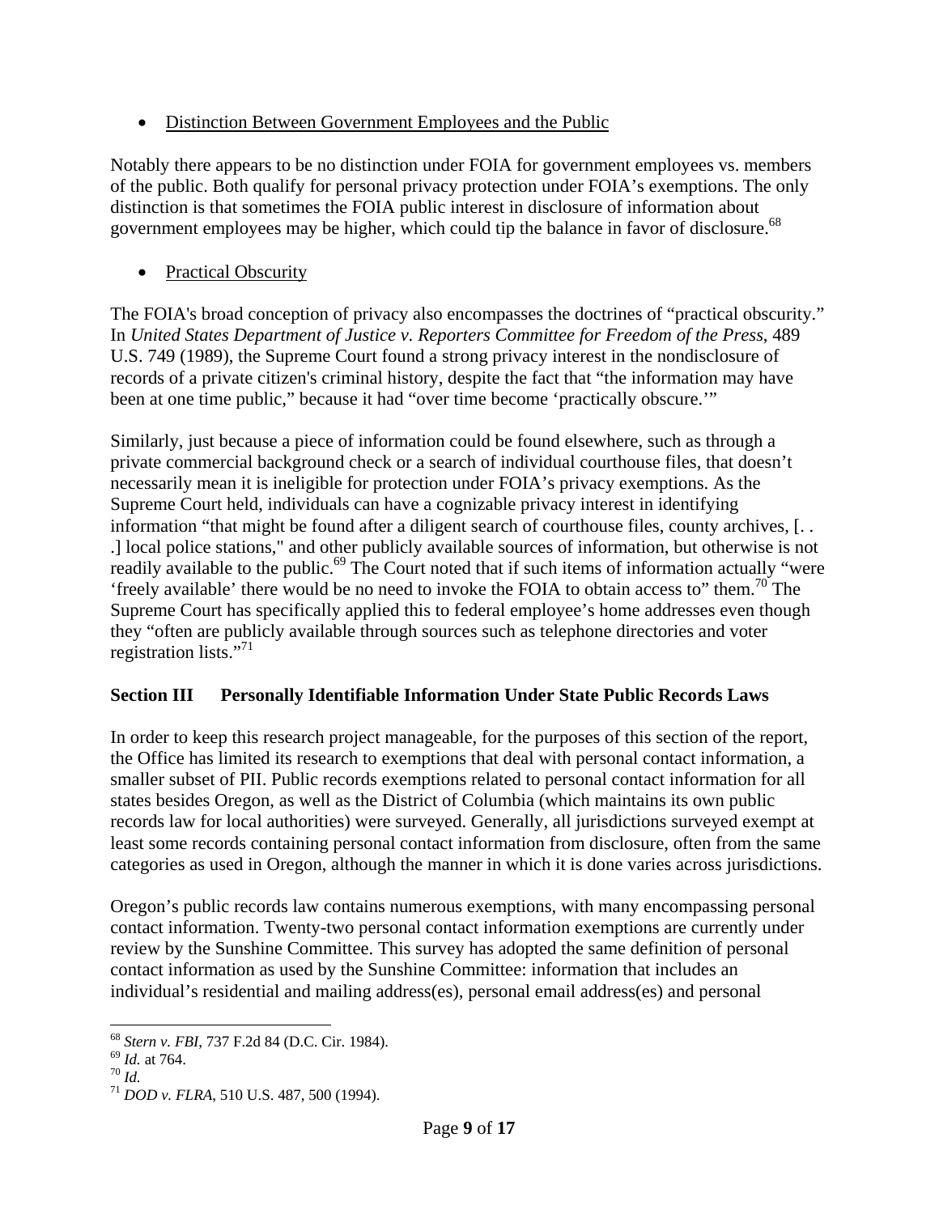- Distinction Between Government Employees and the Public

Notably there appears to be no distinction under FOIA for government employees vs. members of the public. Both qualify for personal privacy protection under FOIA's exemptions. The only distinction is that sometimes the FOIA public interest in disclosure of information about government employees may be higher, which could tip the balance in favor of disclosure.[68]

- Practical Obscurity

The FOIA's broad conception of privacy also encompasses the doctrines of "practical obscurity." In *United States Department of Justice v. Reporters Committee for Freedom of the Press*, 489 U.S. 749 (1989), the Supreme Court found a strong privacy interest in the nondisclosure of records of a private citizen's criminal history, despite the fact that "the information may have been at one time public," because it had "over time become 'practically obscure.'"

Similarly, just because a piece of information could be found elsewhere, such as through a private commercial background check or a search of individual courthouse files, that doesn't necessarily mean it is ineligible for protection under FOIA's privacy exemptions. As the Supreme Court held, individuals can have a cognizable privacy interest in identifying information "that might be found after a diligent search of courthouse files, county archives, [. . .] local police stations," and other publicly available sources of information, but otherwise is not readily available to the public.[69] The Court noted that if such items of information actually "were 'freely available' there would be no need to invoke the FOIA to obtain access to" them.[70] The Supreme Court has specifically applied this to federal employee's home addresses even though they "often are publicly available through sources such as telephone directories and voter registration lists."[71]

## Section III Personally Identifiable Information Under State Public Records Laws

In order to keep this research project manageable, for the purposes of this section of the report, the Office has limited its research to exemptions that deal with personal contact information, a smaller subset of PII. Public records exemptions related to personal contact information for all states besides Oregon, as well as the District of Columbia (which maintains its own public records law for local authorities) were surveyed. Generally, all jurisdictions surveyed exempt at least some records containing personal contact information from disclosure, often from the same categories as used in Oregon, although the manner in which it is done varies across jurisdictions.

Oregon's public records law contains numerous exemptions, with many encompassing personal contact information. Twenty-two personal contact information exemptions are currently under review by the Sunshine Committee. This survey has adopted the same definition of personal contact information as used by the Sunshine Committee: information that includes an individual's residential and mailing address(es), personal email address(es) and personal

---

[68] *Stern v. FBI*, 737 F.2d 84 (D.C. Cir. 1984).
[69] *Id.* at 764.
[70] *Id.*
[71] *DOD v. FLRA*, 510 U.S. 487, 500 (1994).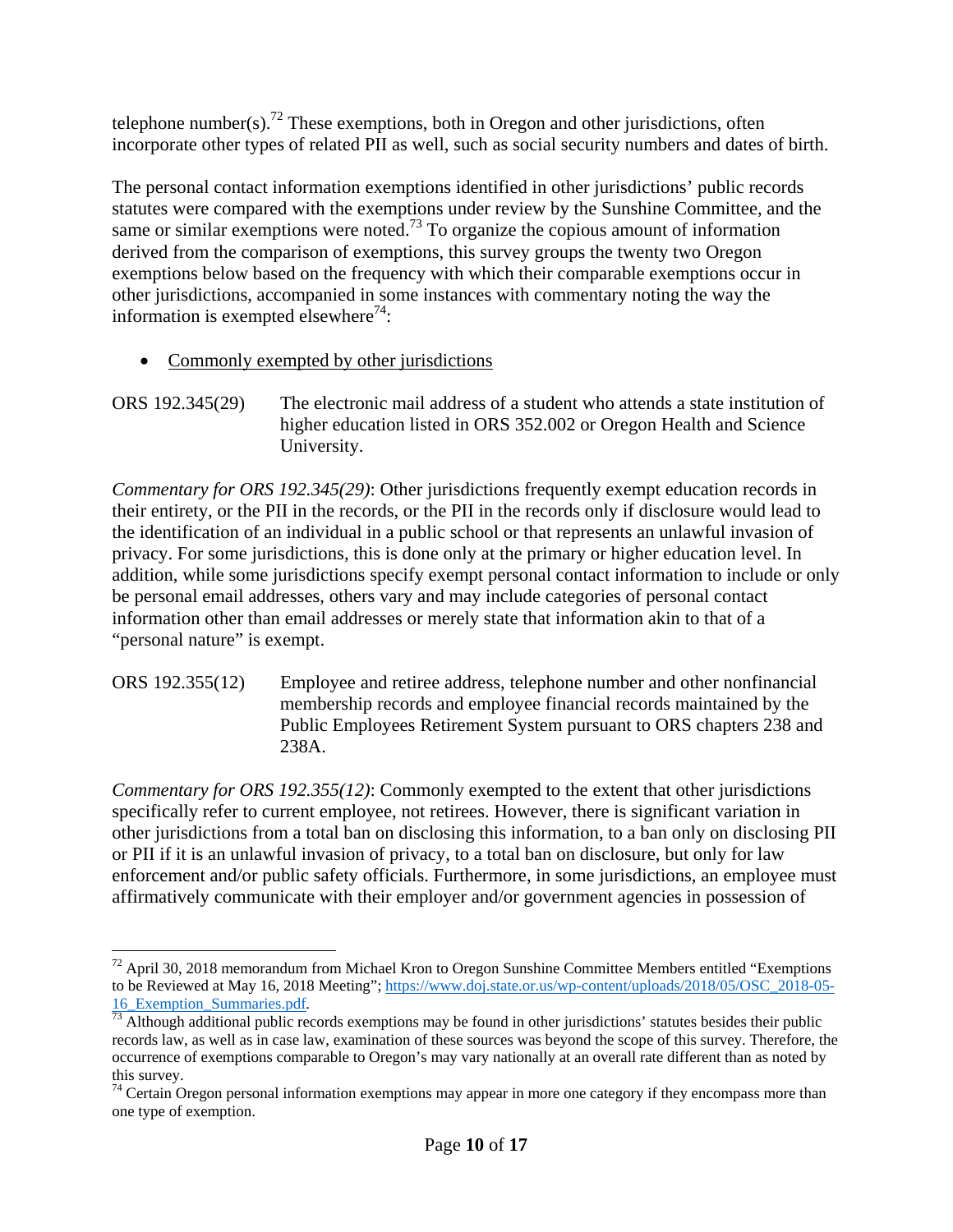telephone number(s).[72] These exemptions, both in Oregon and other jurisdictions, often incorporate other types of related PII as well, such as social security numbers and dates of birth.

The personal contact information exemptions identified in other jurisdictions' public records statutes were compared with the exemptions under review by the Sunshine Committee, and the same or similar exemptions were noted.[73] To organize the copious amount of information derived from the comparison of exemptions, this survey groups the twenty two Oregon exemptions below based on the frequency with which their comparable exemptions occur in other jurisdictions, accompanied in some instances with commentary noting the way the information is exempted elsewhere[74]:

- Commonly exempted by other jurisdictions

ORS 192.345(29) The electronic mail address of a student who attends a state institution of higher education listed in ORS 352.002 or Oregon Health and Science University.

*Commentary for ORS 192.345(29)*: Other jurisdictions frequently exempt education records in their entirety, or the PII in the records, or the PII in the records only if disclosure would lead to the identification of an individual in a public school or that represents an unlawful invasion of privacy. For some jurisdictions, this is done only at the primary or higher education level. In addition, while some jurisdictions specify exempt personal contact information to include or only be personal email addresses, others vary and may include categories of personal contact information other than email addresses or merely state that information akin to that of a "personal nature" is exempt.

ORS 192.355(12) Employee and retiree address, telephone number and other nonfinancial membership records and employee financial records maintained by the Public Employees Retirement System pursuant to ORS chapters 238 and 238A.

*Commentary for ORS 192.355(12)*: Commonly exempted to the extent that other jurisdictions specifically refer to current employee, not retirees. However, there is significant variation in other jurisdictions from a total ban on disclosing this information, to a ban only on disclosing PII or PII if it is an unlawful invasion of privacy, to a total ban on disclosure, but only for law enforcement and/or public safety officials. Furthermore, in some jurisdictions, an employee must affirmatively communicate with their employer and/or government agencies in possession of

---

[72] April 30, 2018 memorandum from Michael Kron to Oregon Sunshine Committee Members entitled "Exemptions to be Reviewed at May 16, 2018 Meeting"; https://www.doj.state.or.us/wp-content/uploads/2018/05/OSC_2018-05-16_Exemption_Summaries.pdf.

[73] Although additional public records exemptions may be found in other jurisdictions' statutes besides their public records law, as well as in case law, examination of these sources was beyond the scope of this survey. Therefore, the occurrence of exemptions comparable to Oregon's may vary nationally at an overall rate different than as noted by this survey.

[74] Certain Oregon personal information exemptions may appear in more one category if they encompass more than one type of exemption.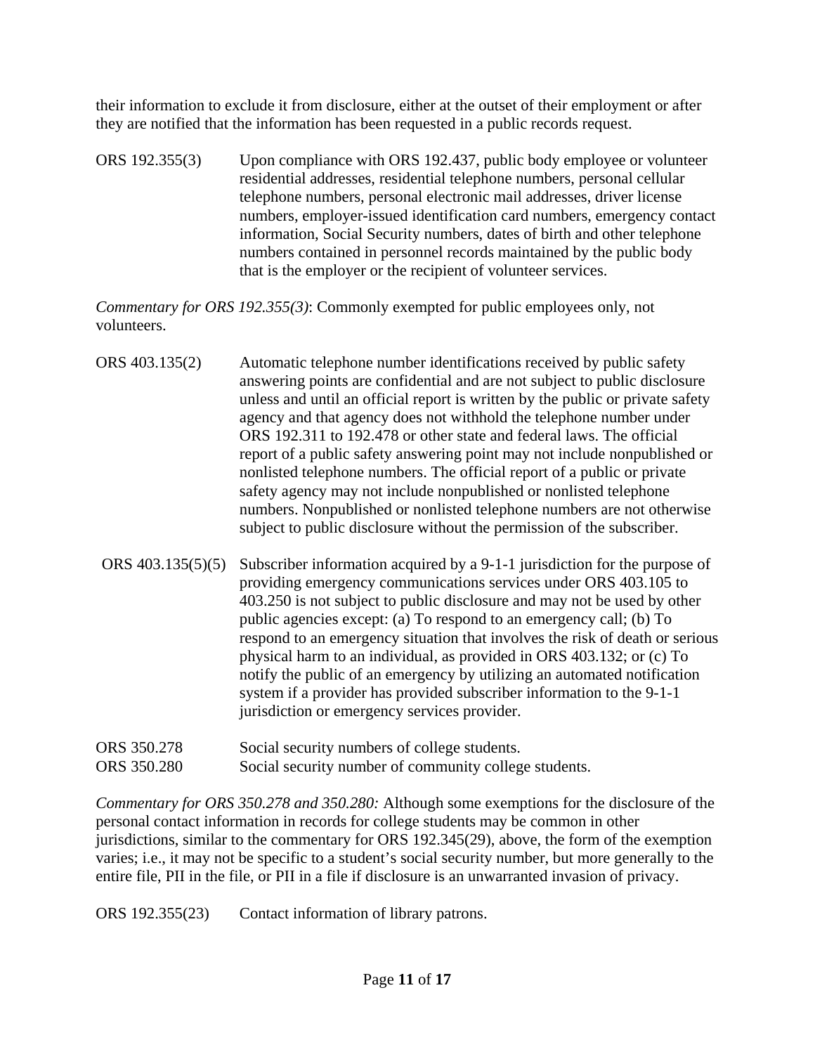their information to exclude it from disclosure, either at the outset of their employment or after they are notified that the information has been requested in a public records request.

ORS 192.355(3) Upon compliance with ORS 192.437, public body employee or volunteer residential addresses, residential telephone numbers, personal cellular telephone numbers, personal electronic mail addresses, driver license numbers, employer-issued identification card numbers, emergency contact information, Social Security numbers, dates of birth and other telephone numbers contained in personnel records maintained by the public body that is the employer or the recipient of volunteer services.

*Commentary for ORS 192.355(3)*: Commonly exempted for public employees only, not volunteers.

ORS 403.135(2) Automatic telephone number identifications received by public safety answering points are confidential and are not subject to public disclosure unless and until an official report is written by the public or private safety agency and that agency does not withhold the telephone number under ORS 192.311 to 192.478 or other state and federal laws. The official report of a public safety answering point may not include nonpublished or nonlisted telephone numbers. The official report of a public or private safety agency may not include nonpublished or nonlisted telephone numbers. Nonpublished or nonlisted telephone numbers are not otherwise subject to public disclosure without the permission of the subscriber.

ORS 403.135(5)(5) Subscriber information acquired by a 9-1-1 jurisdiction for the purpose of providing emergency communications services under ORS 403.105 to 403.250 is not subject to public disclosure and may not be used by other public agencies except: (a) To respond to an emergency call; (b) To respond to an emergency situation that involves the risk of death or serious physical harm to an individual, as provided in ORS 403.132; or (c) To notify the public of an emergency by utilizing an automated notification system if a provider has provided subscriber information to the 9-1-1 jurisdiction or emergency services provider.

ORS 350.278 Social security numbers of college students.
ORS 350.280 Social security number of community college students.

*Commentary for ORS 350.278 and 350.280:* Although some exemptions for the disclosure of the personal contact information in records for college students may be common in other jurisdictions, similar to the commentary for ORS 192.345(29), above, the form of the exemption varies; i.e., it may not be specific to a student's social security number, but more generally to the entire file, PII in the file, or PII in a file if disclosure is an unwarranted invasion of privacy.

ORS 192.355(23) Contact information of library patrons.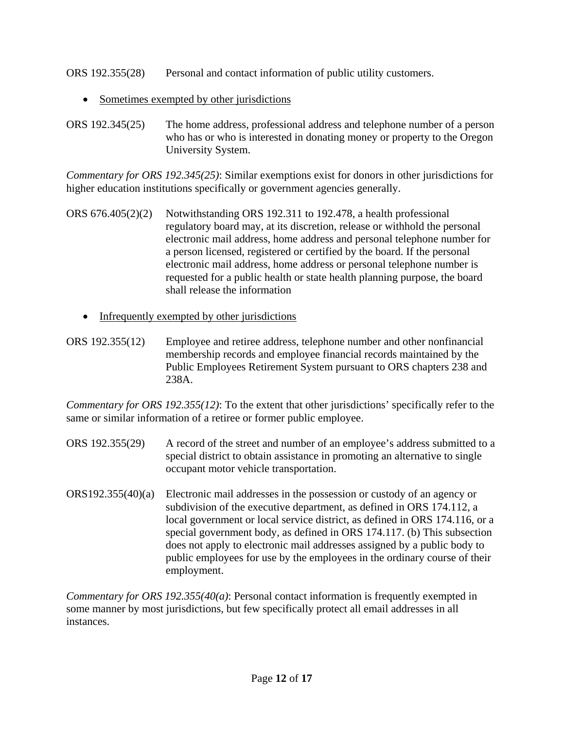ORS 192.355(28) Personal and contact information of public utility customers.

- <u>Sometimes exempted by other jurisdictions</u>

ORS 192.345(25) The home address, professional address and telephone number of a person who has or who is interested in donating money or property to the Oregon University System.

*Commentary for ORS 192.345(25)*: Similar exemptions exist for donors in other jurisdictions for higher education institutions specifically or government agencies generally.

ORS 676.405(2)(2) Notwithstanding ORS 192.311 to 192.478, a health professional regulatory board may, at its discretion, release or withhold the personal electronic mail address, home address and personal telephone number for a person licensed, registered or certified by the board. If the personal electronic mail address, home address or personal telephone number is requested for a public health or state health planning purpose, the board shall release the information

- <u>Infrequently exempted by other jurisdictions</u>

ORS 192.355(12) Employee and retiree address, telephone number and other nonfinancial membership records and employee financial records maintained by the Public Employees Retirement System pursuant to ORS chapters 238 and 238A.

*Commentary for ORS 192.355(12)*: To the extent that other jurisdictions' specifically refer to the same or similar information of a retiree or former public employee.

ORS 192.355(29) A record of the street and number of an employee's address submitted to a special district to obtain assistance in promoting an alternative to single occupant motor vehicle transportation.

ORS192.355(40)(a) Electronic mail addresses in the possession or custody of an agency or subdivision of the executive department, as defined in ORS 174.112, a local government or local service district, as defined in ORS 174.116, or a special government body, as defined in ORS 174.117. (b) This subsection does not apply to electronic mail addresses assigned by a public body to public employees for use by the employees in the ordinary course of their employment.

*Commentary for ORS 192.355(40(a)*: Personal contact information is frequently exempted in some manner by most jurisdictions, but few specifically protect all email addresses in all instances.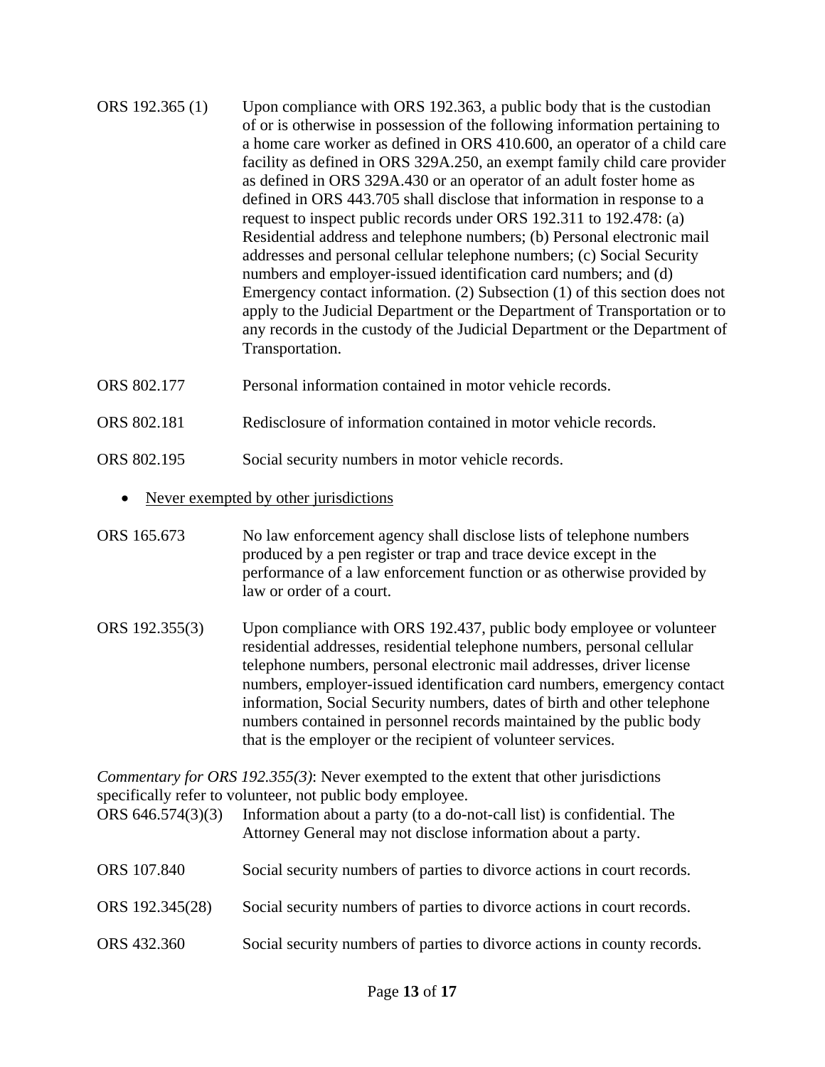ORS 192.365 (1) Upon compliance with ORS 192.363, a public body that is the custodian of or is otherwise in possession of the following information pertaining to a home care worker as defined in ORS 410.600, an operator of a child care facility as defined in ORS 329A.250, an exempt family child care provider as defined in ORS 329A.430 or an operator of an adult foster home as defined in ORS 443.705 shall disclose that information in response to a request to inspect public records under ORS 192.311 to 192.478: (a) Residential address and telephone numbers; (b) Personal electronic mail addresses and personal cellular telephone numbers; (c) Social Security numbers and employer-issued identification card numbers; and (d) Emergency contact information. (2) Subsection (1) of this section does not apply to the Judicial Department or the Department of Transportation or to any records in the custody of the Judicial Department or the Department of Transportation.

ORS 802.177 Personal information contained in motor vehicle records.

ORS 802.181 Redisclosure of information contained in motor vehicle records.

ORS 802.195 Social security numbers in motor vehicle records.

- Never exempted by other jurisdictions

ORS 165.673 No law enforcement agency shall disclose lists of telephone numbers produced by a pen register or trap and trace device except in the performance of a law enforcement function or as otherwise provided by law or order of a court.

ORS 192.355(3) Upon compliance with ORS 192.437, public body employee or volunteer residential addresses, residential telephone numbers, personal cellular telephone numbers, personal electronic mail addresses, driver license numbers, employer-issued identification card numbers, emergency contact information, Social Security numbers, dates of birth and other telephone numbers contained in personnel records maintained by the public body that is the employer or the recipient of volunteer services.

*Commentary for ORS 192.355(3)*: Never exempted to the extent that other jurisdictions specifically refer to volunteer, not public body employee.

ORS 646.574(3)(3) Information about a party (to a do-not-call list) is confidential. The Attorney General may not disclose information about a party.

ORS 107.840 Social security numbers of parties to divorce actions in court records.

ORS 192.345(28) Social security numbers of parties to divorce actions in court records.

ORS 432.360 Social security numbers of parties to divorce actions in county records.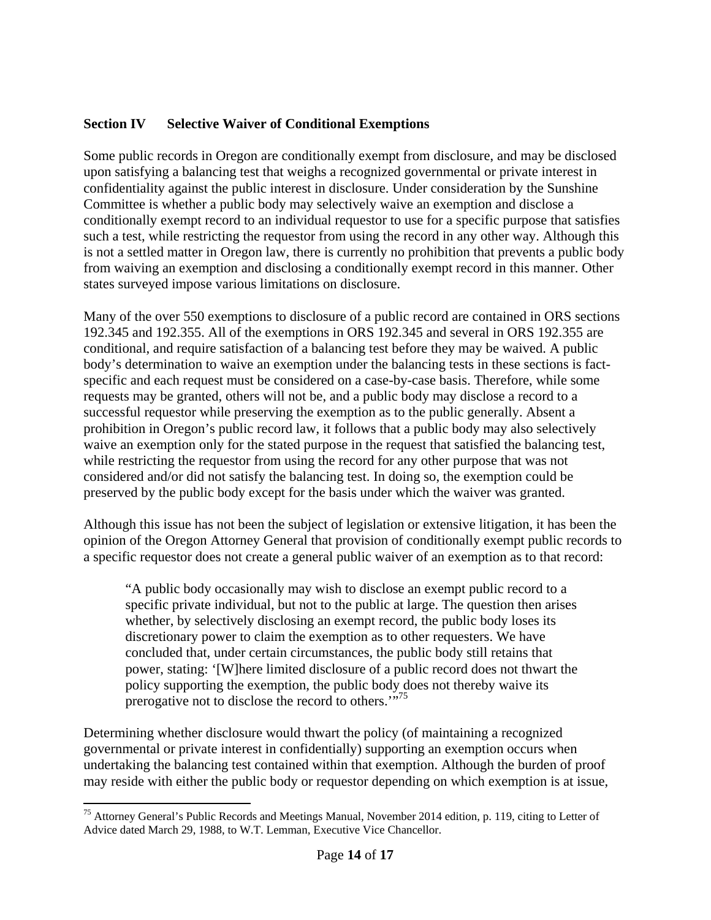## Section IV Selective Waiver of Conditional Exemptions

Some public records in Oregon are conditionally exempt from disclosure, and may be disclosed upon satisfying a balancing test that weighs a recognized governmental or private interest in confidentiality against the public interest in disclosure. Under consideration by the Sunshine Committee is whether a public body may selectively waive an exemption and disclose a conditionally exempt record to an individual requestor to use for a specific purpose that satisfies such a test, while restricting the requestor from using the record in any other way. Although this is not a settled matter in Oregon law, there is currently no prohibition that prevents a public body from waiving an exemption and disclosing a conditionally exempt record in this manner. Other states surveyed impose various limitations on disclosure.

Many of the over 550 exemptions to disclosure of a public record are contained in ORS sections 192.345 and 192.355. All of the exemptions in ORS 192.345 and several in ORS 192.355 are conditional, and require satisfaction of a balancing test before they may be waived. A public body's determination to waive an exemption under the balancing tests in these sections is fact-specific and each request must be considered on a case-by-case basis. Therefore, while some requests may be granted, others will not be, and a public body may disclose a record to a successful requestor while preserving the exemption as to the public generally. Absent a prohibition in Oregon's public record law, it follows that a public body may also selectively waive an exemption only for the stated purpose in the request that satisfied the balancing test, while restricting the requestor from using the record for any other purpose that was not considered and/or did not satisfy the balancing test. In doing so, the exemption could be preserved by the public body except for the basis under which the waiver was granted.

Although this issue has not been the subject of legislation or extensive litigation, it has been the opinion of the Oregon Attorney General that provision of conditionally exempt public records to a specific requestor does not create a general public waiver of an exemption as to that record:

> "A public body occasionally may wish to disclose an exempt public record to a specific private individual, but not to the public at large. The question then arises whether, by selectively disclosing an exempt record, the public body loses its discretionary power to claim the exemption as to other requesters. We have concluded that, under certain circumstances, the public body still retains that power, stating: '[W]here limited disclosure of a public record does not thwart the policy supporting the exemption, the public body does not thereby waive its prerogative not to disclose the record to others.'"[75]

Determining whether disclosure would thwart the policy (of maintaining a recognized governmental or private interest in confidentially) supporting an exemption occurs when undertaking the balancing test contained within that exemption. Although the burden of proof may reside with either the public body or requestor depending on which exemption is at issue,

[75] Attorney General's Public Records and Meetings Manual, November 2014 edition, p. 119, citing to Letter of Advice dated March 29, 1988, to W.T. Lemman, Executive Vice Chancellor.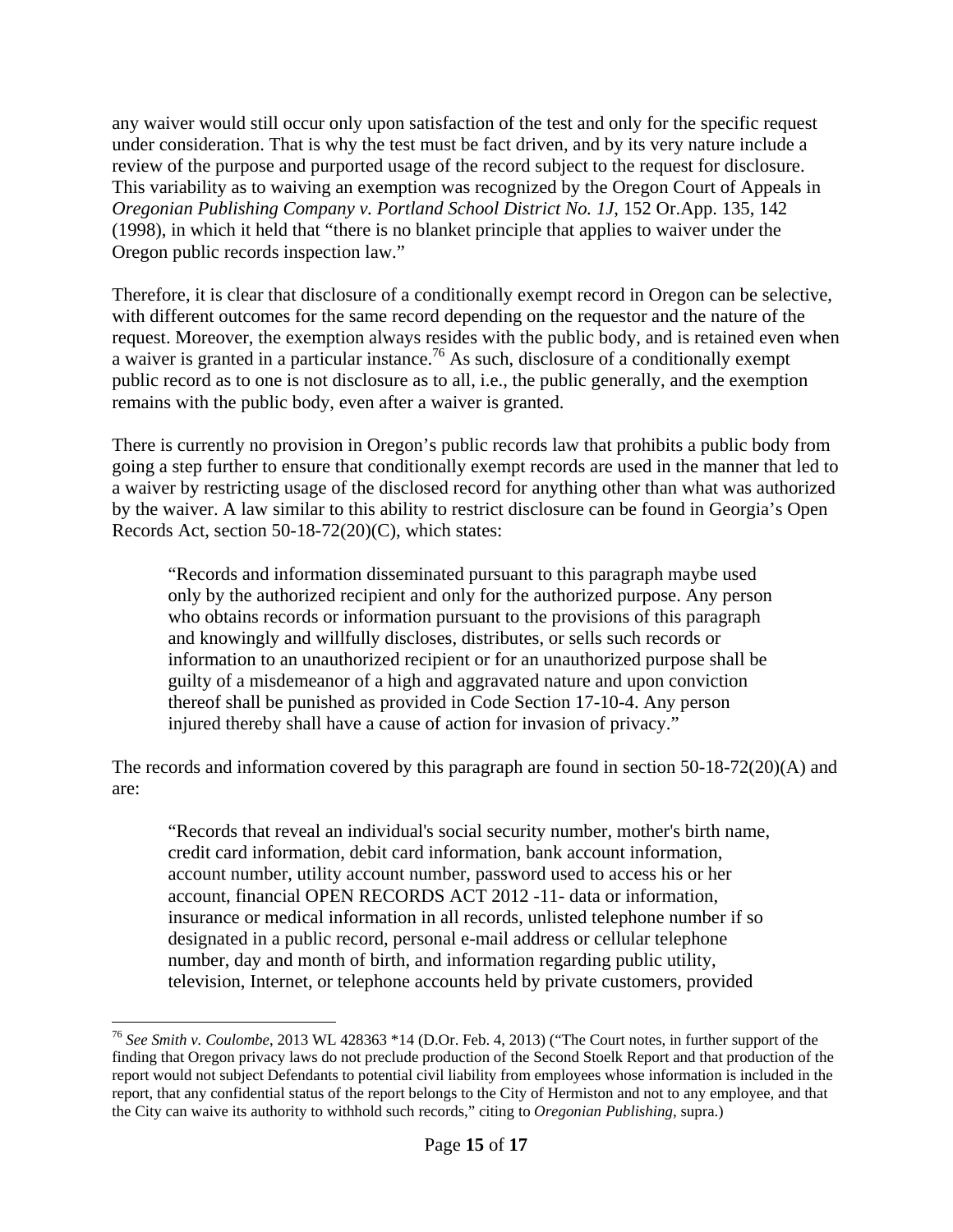any waiver would still occur only upon satisfaction of the test and only for the specific request under consideration. That is why the test must be fact driven, and by its very nature include a review of the purpose and purported usage of the record subject to the request for disclosure. This variability as to waiving an exemption was recognized by the Oregon Court of Appeals in *Oregonian Publishing Company v. Portland School District No. 1J*, 152 Or.App. 135, 142 (1998), in which it held that "there is no blanket principle that applies to waiver under the Oregon public records inspection law."

Therefore, it is clear that disclosure of a conditionally exempt record in Oregon can be selective, with different outcomes for the same record depending on the requestor and the nature of the request. Moreover, the exemption always resides with the public body, and is retained even when a waiver is granted in a particular instance.[76] As such, disclosure of a conditionally exempt public record as to one is not disclosure as to all, i.e., the public generally, and the exemption remains with the public body, even after a waiver is granted.

There is currently no provision in Oregon's public records law that prohibits a public body from going a step further to ensure that conditionally exempt records are used in the manner that led to a waiver by restricting usage of the disclosed record for anything other than what was authorized by the waiver. A law similar to this ability to restrict disclosure can be found in Georgia's Open Records Act, section 50-18-72(20)(C), which states:

> "Records and information disseminated pursuant to this paragraph maybe used only by the authorized recipient and only for the authorized purpose. Any person who obtains records or information pursuant to the provisions of this paragraph and knowingly and willfully discloses, distributes, or sells such records or information to an unauthorized recipient or for an unauthorized purpose shall be guilty of a misdemeanor of a high and aggravated nature and upon conviction thereof shall be punished as provided in Code Section 17-10-4. Any person injured thereby shall have a cause of action for invasion of privacy."

The records and information covered by this paragraph are found in section 50-18-72(20)(A) and are:

> "Records that reveal an individual's social security number, mother's birth name, credit card information, debit card information, bank account information, account number, utility account number, password used to access his or her account, financial OPEN RECORDS ACT 2012 -11- data or information, insurance or medical information in all records, unlisted telephone number if so designated in a public record, personal e-mail address or cellular telephone number, day and month of birth, and information regarding public utility, television, Internet, or telephone accounts held by private customers, provided

---

[76] *See Smith v. Coulombe*, 2013 WL 428363 *14 (D.Or. Feb. 4, 2013) ("The Court notes, in further support of the finding that Oregon privacy laws do not preclude production of the Second Stoelk Report and that production of the report would not subject Defendants to potential civil liability from employees whose information is included in the report, that any confidential status of the report belongs to the City of Hermiston and not to any employee, and that the City can waive its authority to withhold such records," citing to *Oregonian Publishing*, supra.)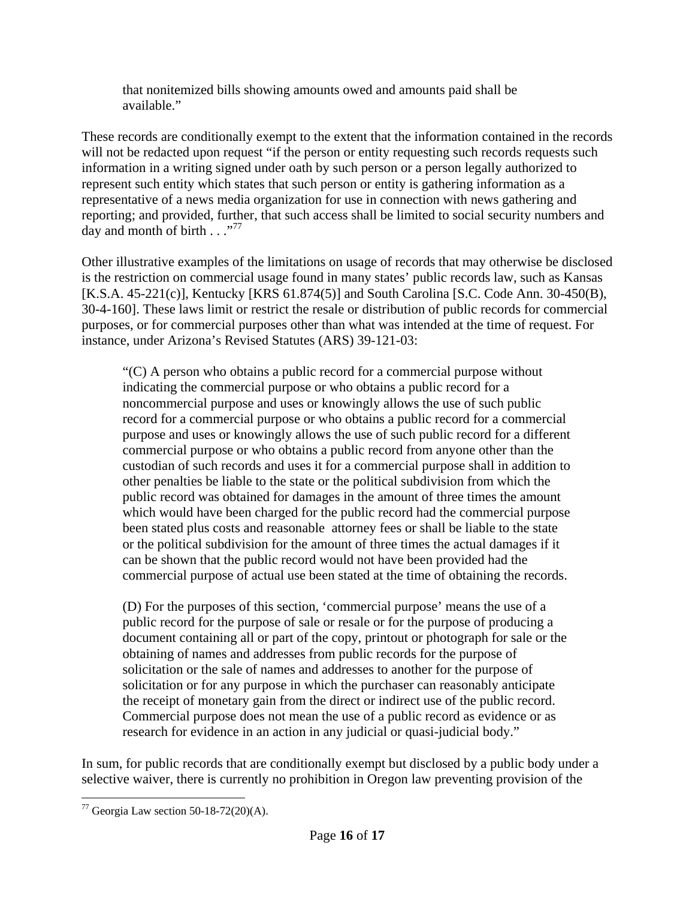> that nonitemized bills showing amounts owed and amounts paid shall be available."

These records are conditionally exempt to the extent that the information contained in the records will not be redacted upon request "if the person or entity requesting such records requests such information in a writing signed under oath by such person or a person legally authorized to represent such entity which states that such person or entity is gathering information as a representative of a news media organization for use in connection with news gathering and reporting; and provided, further, that such access shall be limited to social security numbers and day and month of birth . . ."[77]

Other illustrative examples of the limitations on usage of records that may otherwise be disclosed is the restriction on commercial usage found in many states' public records law, such as Kansas [K.S.A. 45-221(c)], Kentucky [KRS 61.874(5)] and South Carolina [S.C. Code Ann. 30-450(B), 30-4-160]. These laws limit or restrict the resale or distribution of public records for commercial purposes, or for commercial purposes other than what was intended at the time of request. For instance, under Arizona's Revised Statutes (ARS) 39-121-03:

> "(C) A person who obtains a public record for a commercial purpose without indicating the commercial purpose or who obtains a public record for a noncommercial purpose and uses or knowingly allows the use of such public record for a commercial purpose or who obtains a public record for a commercial purpose and uses or knowingly allows the use of such public record for a different commercial purpose or who obtains a public record from anyone other than the custodian of such records and uses it for a commercial purpose shall in addition to other penalties be liable to the state or the political subdivision from which the public record was obtained for damages in the amount of three times the amount which would have been charged for the public record had the commercial purpose been stated plus costs and reasonable attorney fees or shall be liable to the state or the political subdivision for the amount of three times the actual damages if it can be shown that the public record would not have been provided had the commercial purpose of actual use been stated at the time of obtaining the records.
>
> (D) For the purposes of this section, 'commercial purpose' means the use of a public record for the purpose of sale or resale or for the purpose of producing a document containing all or part of the copy, printout or photograph for sale or the obtaining of names and addresses from public records for the purpose of solicitation or the sale of names and addresses to another for the purpose of solicitation or for any purpose in which the purchaser can reasonably anticipate the receipt of monetary gain from the direct or indirect use of the public record. Commercial purpose does not mean the use of a public record as evidence or as research for evidence in an action in any judicial or quasi-judicial body."

In sum, for public records that are conditionally exempt but disclosed by a public body under a selective waiver, there is currently no prohibition in Oregon law preventing provision of the

[77] Georgia Law section 50-18-72(20)(A).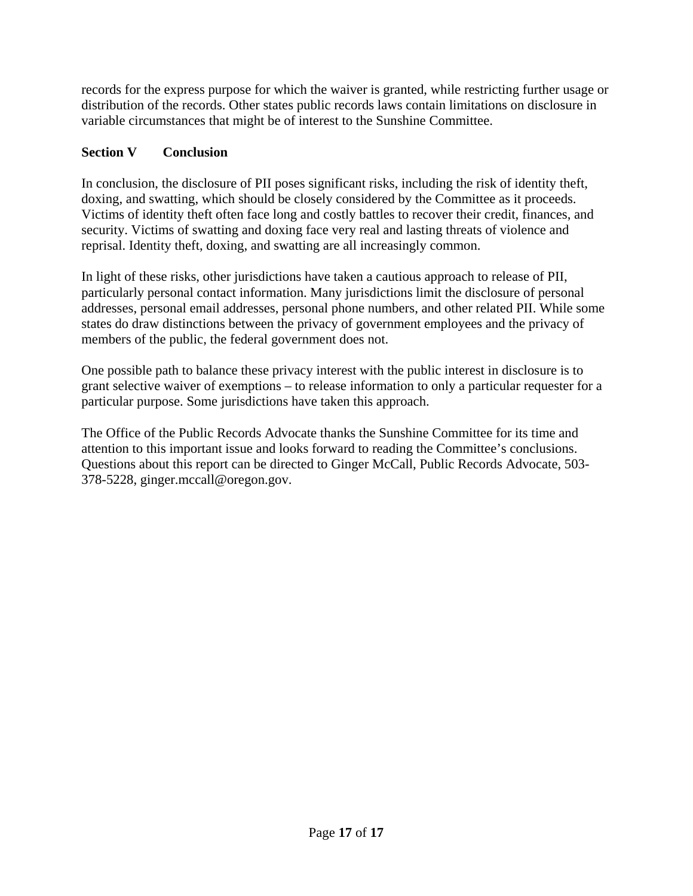records for the express purpose for which the waiver is granted, while restricting further usage or distribution of the records. Other states public records laws contain limitations on disclosure in variable circumstances that might be of interest to the Sunshine Committee.

## Section V Conclusion

In conclusion, the disclosure of PII poses significant risks, including the risk of identity theft, doxing, and swatting, which should be closely considered by the Committee as it proceeds. Victims of identity theft often face long and costly battles to recover their credit, finances, and security. Victims of swatting and doxing face very real and lasting threats of violence and reprisal. Identity theft, doxing, and swatting are all increasingly common.

In light of these risks, other jurisdictions have taken a cautious approach to release of PII, particularly personal contact information. Many jurisdictions limit the disclosure of personal addresses, personal email addresses, personal phone numbers, and other related PII. While some states do draw distinctions between the privacy of government employees and the privacy of members of the public, the federal government does not.

One possible path to balance these privacy interest with the public interest in disclosure is to grant selective waiver of exemptions – to release information to only a particular requester for a particular purpose. Some jurisdictions have taken this approach.

The Office of the Public Records Advocate thanks the Sunshine Committee for its time and attention to this important issue and looks forward to reading the Committee's conclusions. Questions about this report can be directed to Ginger McCall, Public Records Advocate, 503-378-5228, ginger.mccall@oregon.gov.